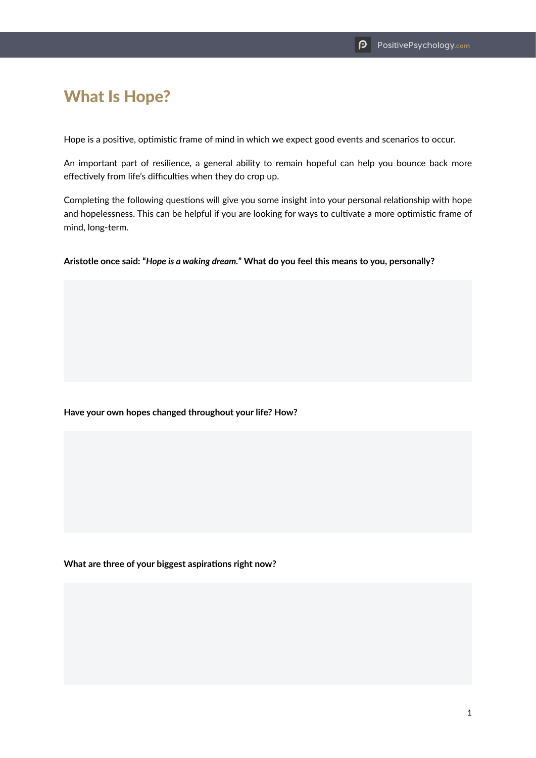# What Is Hope?

Hope is a positive, optimistic frame of mind in which we expect good events and scenarios to occur.

An important part of resilience, a general ability to remain hopeful can help you bounce back more effectively from life's difficulties when they do crop up.

Completing the following questions will give you some insight into your personal relationship with hope and hopelessness. This can be helpful if you are looking for ways to cultivate a more optimistic frame of mind, long-term.

**Aristotle once said: "*Hope is a waking dream.*" What do you feel this means to you, personally?**

**Have your own hopes changed throughout your life? How?**

**What are three of your biggest aspirations right now?**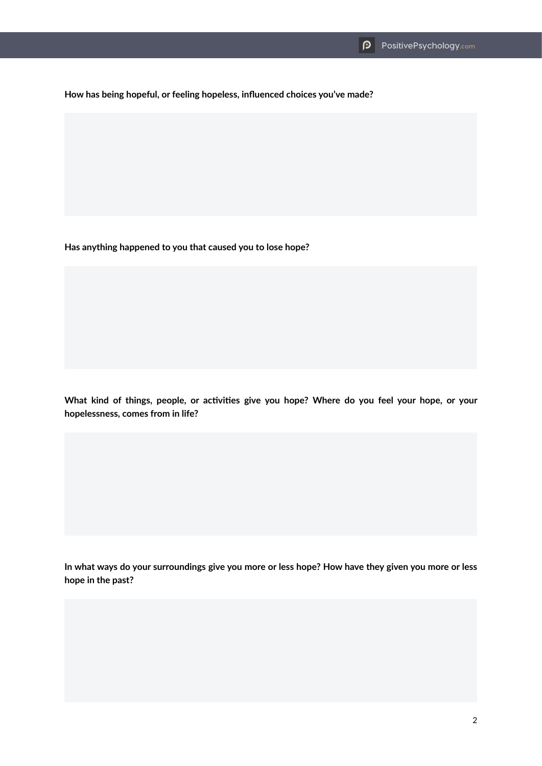**How has being hopeful, or feeling hopeless, influenced choices you've made?**

**Has anything happened to you that caused you to lose hope?**

**What kind of things, people, or activities give you hope? Where do you feel your hope, or your hopelessness, comes from in life?**

**In what ways do your surroundings give you more or less hope? How have they given you more or less hope in the past?**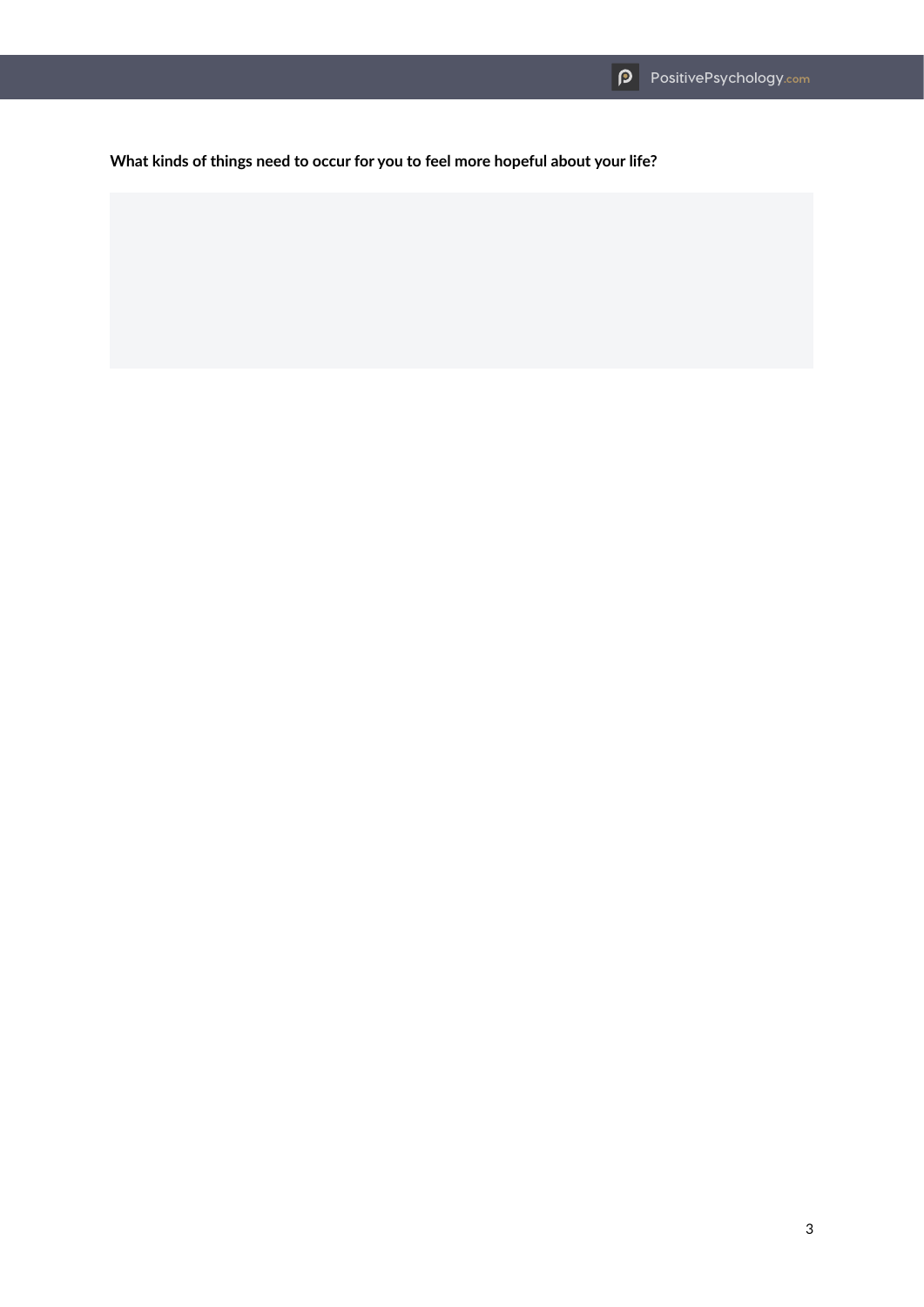**What kinds of things need to occur for you to feel more hopeful about your life?**